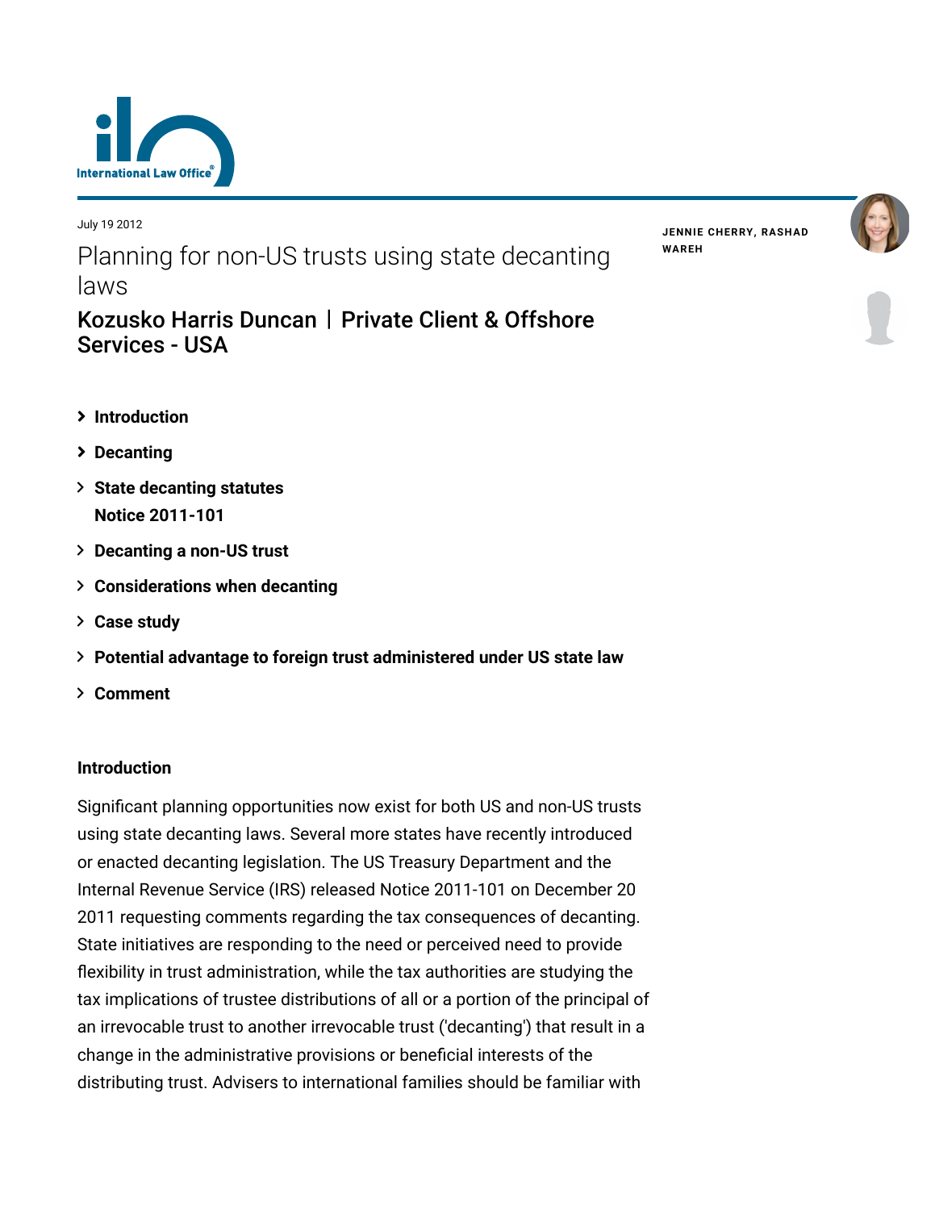July 19 2012

# Planning for non-US trusts using state decanting laws

## Kozusko Harris Duncan | Private Client & Offshore Services - USA

JENNIE CHERRY, RASHAD WAREH

- Introduction
- Decanting
- State decanting statutes
  Notice 2011-101
- Decanting a non-US trust
- Considerations when decanting
- Case study
- Potential advantage to foreign trust administered under US state law
- Comment

### Introduction

Significant planning opportunities now exist for both US and non-US trusts using state decanting laws. Several more states have recently introduced or enacted decanting legislation. The US Treasury Department and the Internal Revenue Service (IRS) released Notice 2011-101 on December 20 2011 requesting comments regarding the tax consequences of decanting. State initiatives are responding to the need or perceived need to provide flexibility in trust administration, while the tax authorities are studying the tax implications of trustee distributions of all or a portion of the principal of an irrevocable trust to another irrevocable trust ('decanting') that result in a change in the administrative provisions or beneficial interests of the distributing trust. Advisers to international families should be familiar with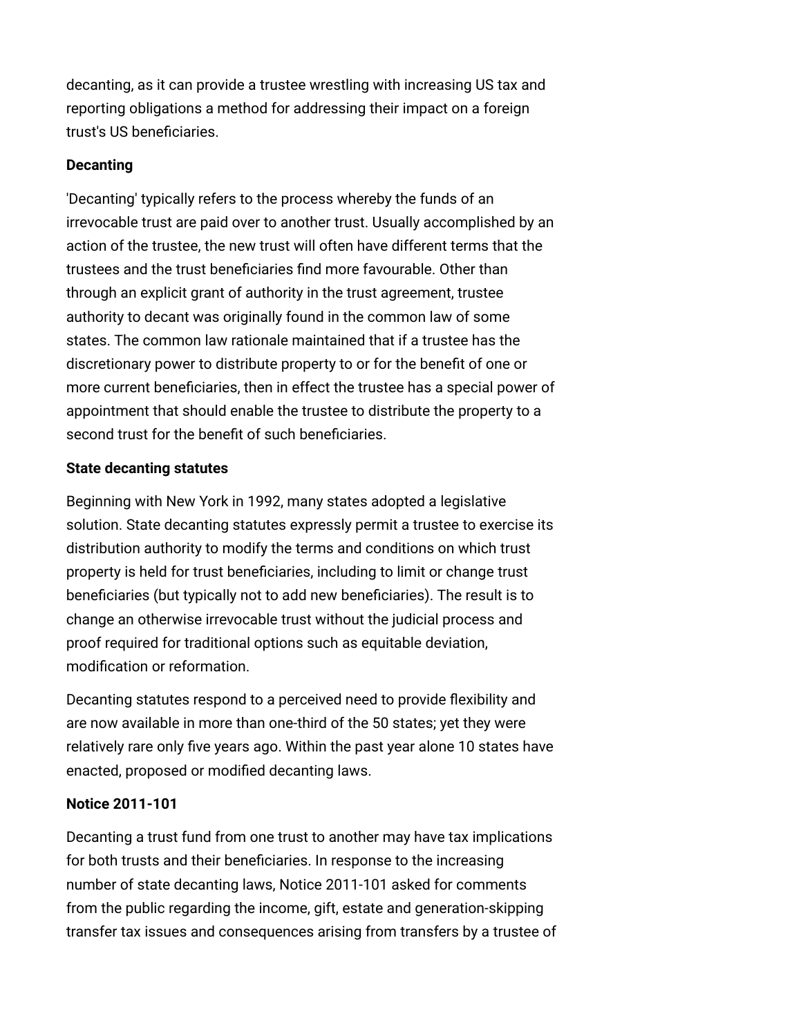decanting, as it can provide a trustee wrestling with increasing US tax and reporting obligations a method for addressing their impact on a foreign trust's US beneficiaries.

**Decanting**

'Decanting' typically refers to the process whereby the funds of an irrevocable trust are paid over to another trust. Usually accomplished by an action of the trustee, the new trust will often have different terms that the trustees and the trust beneficiaries find more favourable. Other than through an explicit grant of authority in the trust agreement, trustee authority to decant was originally found in the common law of some states. The common law rationale maintained that if a trustee has the discretionary power to distribute property to or for the benefit of one or more current beneficiaries, then in effect the trustee has a special power of appointment that should enable the trustee to distribute the property to a second trust for the benefit of such beneficiaries.

**State decanting statutes**

Beginning with New York in 1992, many states adopted a legislative solution. State decanting statutes expressly permit a trustee to exercise its distribution authority to modify the terms and conditions on which trust property is held for trust beneficiaries, including to limit or change trust beneficiaries (but typically not to add new beneficiaries). The result is to change an otherwise irrevocable trust without the judicial process and proof required for traditional options such as equitable deviation, modification or reformation.

Decanting statutes respond to a perceived need to provide flexibility and are now available in more than one-third of the 50 states; yet they were relatively rare only five years ago. Within the past year alone 10 states have enacted, proposed or modified decanting laws.

**Notice 2011-101**

Decanting a trust fund from one trust to another may have tax implications for both trusts and their beneficiaries. In response to the increasing number of state decanting laws, Notice 2011-101 asked for comments from the public regarding the income, gift, estate and generation-skipping transfer tax issues and consequences arising from transfers by a trustee of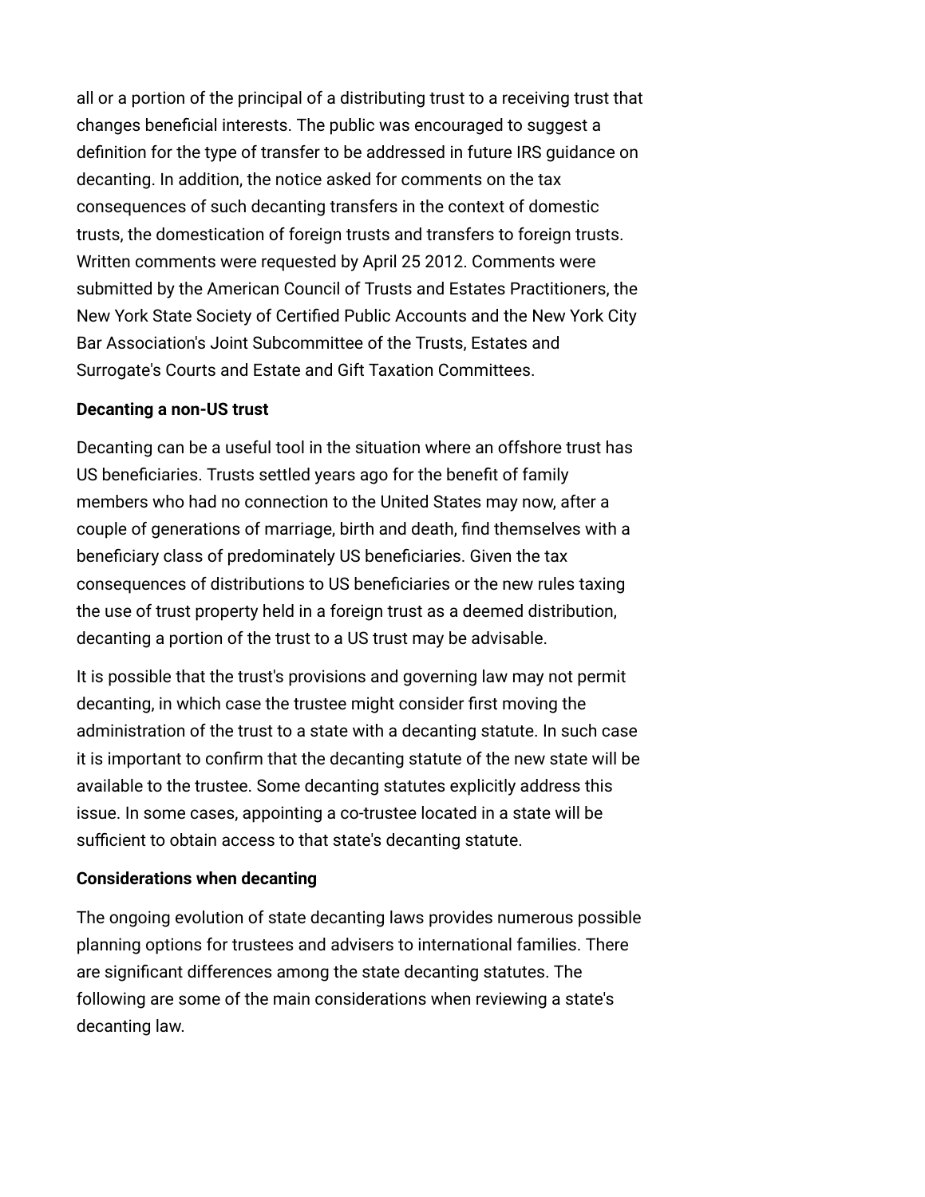all or a portion of the principal of a distributing trust to a receiving trust that changes beneficial interests. The public was encouraged to suggest a definition for the type of transfer to be addressed in future IRS guidance on decanting. In addition, the notice asked for comments on the tax consequences of such decanting transfers in the context of domestic trusts, the domestication of foreign trusts and transfers to foreign trusts. Written comments were requested by April 25 2012. Comments were submitted by the American Council of Trusts and Estates Practitioners, the New York State Society of Certified Public Accounts and the New York City Bar Association's Joint Subcommittee of the Trusts, Estates and Surrogate's Courts and Estate and Gift Taxation Committees.

**Decanting a non-US trust**

Decanting can be a useful tool in the situation where an offshore trust has US beneficiaries. Trusts settled years ago for the benefit of family members who had no connection to the United States may now, after a couple of generations of marriage, birth and death, find themselves with a beneficiary class of predominately US beneficiaries. Given the tax consequences of distributions to US beneficiaries or the new rules taxing the use of trust property held in a foreign trust as a deemed distribution, decanting a portion of the trust to a US trust may be advisable.

It is possible that the trust's provisions and governing law may not permit decanting, in which case the trustee might consider first moving the administration of the trust to a state with a decanting statute. In such case it is important to confirm that the decanting statute of the new state will be available to the trustee. Some decanting statutes explicitly address this issue. In some cases, appointing a co-trustee located in a state will be sufficient to obtain access to that state's decanting statute.

**Considerations when decanting**

The ongoing evolution of state decanting laws provides numerous possible planning options for trustees and advisers to international families. There are significant differences among the state decanting statutes. The following are some of the main considerations when reviewing a state's decanting law.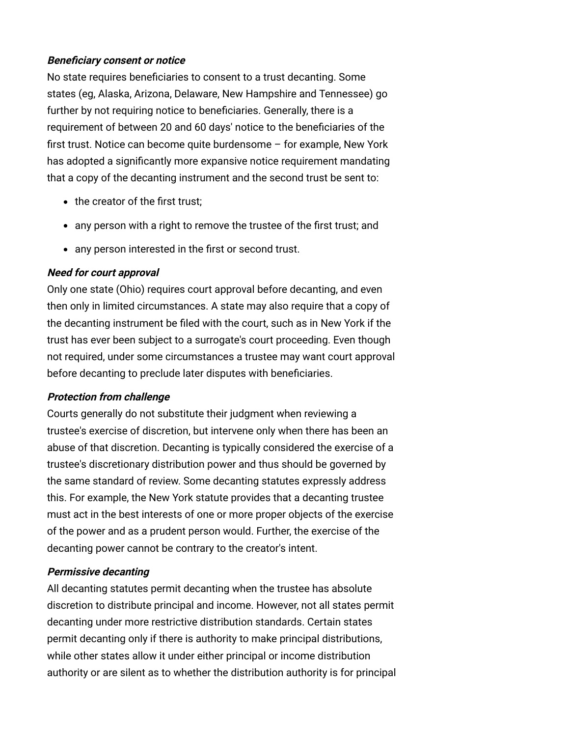***Beneficiary consent or notice***

No state requires beneficiaries to consent to a trust decanting. Some states (eg, Alaska, Arizona, Delaware, New Hampshire and Tennessee) go further by not requiring notice to beneficiaries. Generally, there is a requirement of between 20 and 60 days' notice to the beneficiaries of the first trust. Notice can become quite burdensome – for example, New York has adopted a significantly more expansive notice requirement mandating that a copy of the decanting instrument and the second trust be sent to:

- the creator of the first trust;
- any person with a right to remove the trustee of the first trust; and
- any person interested in the first or second trust.

***Need for court approval***

Only one state (Ohio) requires court approval before decanting, and even then only in limited circumstances. A state may also require that a copy of the decanting instrument be filed with the court, such as in New York if the trust has ever been subject to a surrogate's court proceeding. Even though not required, under some circumstances a trustee may want court approval before decanting to preclude later disputes with beneficiaries.

***Protection from challenge***

Courts generally do not substitute their judgment when reviewing a trustee's exercise of discretion, but intervene only when there has been an abuse of that discretion. Decanting is typically considered the exercise of a trustee's discretionary distribution power and thus should be governed by the same standard of review. Some decanting statutes expressly address this. For example, the New York statute provides that a decanting trustee must act in the best interests of one or more proper objects of the exercise of the power and as a prudent person would. Further, the exercise of the decanting power cannot be contrary to the creator's intent.

***Permissive decanting***

All decanting statutes permit decanting when the trustee has absolute discretion to distribute principal and income. However, not all states permit decanting under more restrictive distribution standards. Certain states permit decanting only if there is authority to make principal distributions, while other states allow it under either principal or income distribution authority or are silent as to whether the distribution authority is for principal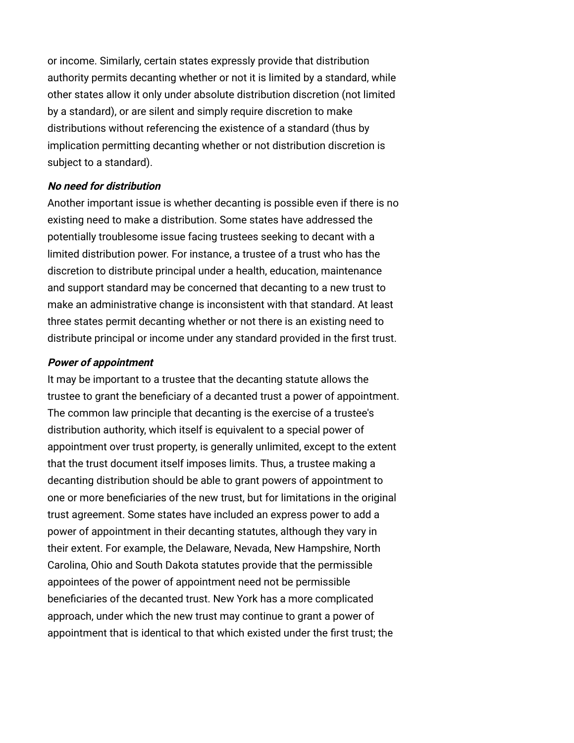or income. Similarly, certain states expressly provide that distribution authority permits decanting whether or not it is limited by a standard, while other states allow it only under absolute distribution discretion (not limited by a standard), or are silent and simply require discretion to make distributions without referencing the existence of a standard (thus by implication permitting decanting whether or not distribution discretion is subject to a standard).

***No need for distribution***

Another important issue is whether decanting is possible even if there is no existing need to make a distribution. Some states have addressed the potentially troublesome issue facing trustees seeking to decant with a limited distribution power. For instance, a trustee of a trust who has the discretion to distribute principal under a health, education, maintenance and support standard may be concerned that decanting to a new trust to make an administrative change is inconsistent with that standard. At least three states permit decanting whether or not there is an existing need to distribute principal or income under any standard provided in the first trust.

***Power of appointment***

It may be important to a trustee that the decanting statute allows the trustee to grant the beneficiary of a decanted trust a power of appointment. The common law principle that decanting is the exercise of a trustee's distribution authority, which itself is equivalent to a special power of appointment over trust property, is generally unlimited, except to the extent that the trust document itself imposes limits. Thus, a trustee making a decanting distribution should be able to grant powers of appointment to one or more beneficiaries of the new trust, but for limitations in the original trust agreement. Some states have included an express power to add a power of appointment in their decanting statutes, although they vary in their extent. For example, the Delaware, Nevada, New Hampshire, North Carolina, Ohio and South Dakota statutes provide that the permissible appointees of the power of appointment need not be permissible beneficiaries of the decanted trust. New York has a more complicated approach, under which the new trust may continue to grant a power of appointment that is identical to that which existed under the first trust; the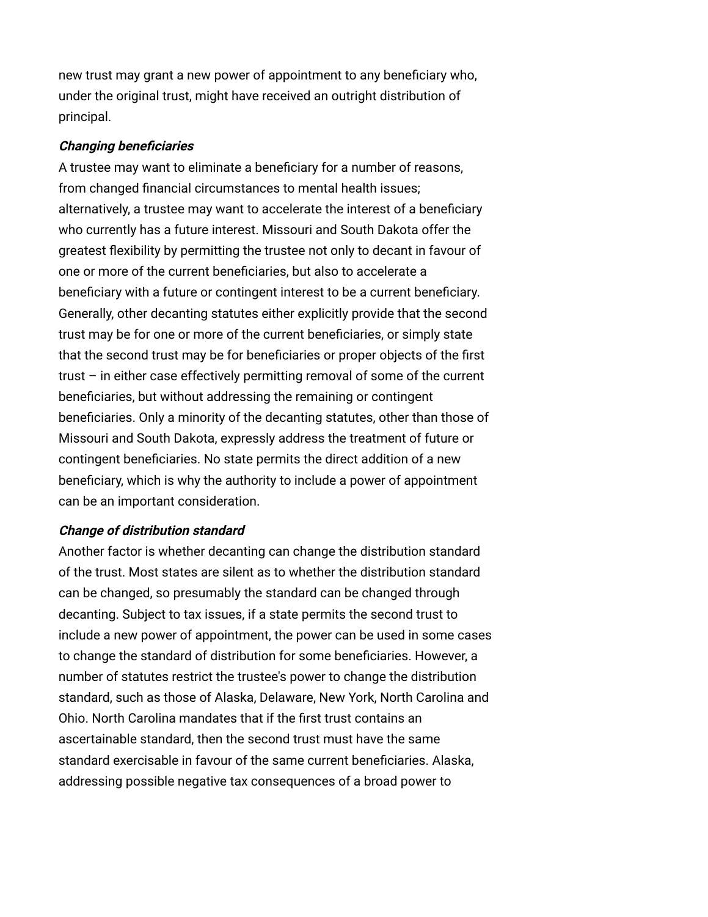new trust may grant a new power of appointment to any beneficiary who, under the original trust, might have received an outright distribution of principal.

***Changing beneficiaries***

A trustee may want to eliminate a beneficiary for a number of reasons, from changed financial circumstances to mental health issues; alternatively, a trustee may want to accelerate the interest of a beneficiary who currently has a future interest. Missouri and South Dakota offer the greatest flexibility by permitting the trustee not only to decant in favour of one or more of the current beneficiaries, but also to accelerate a beneficiary with a future or contingent interest to be a current beneficiary. Generally, other decanting statutes either explicitly provide that the second trust may be for one or more of the current beneficiaries, or simply state that the second trust may be for beneficiaries or proper objects of the first trust – in either case effectively permitting removal of some of the current beneficiaries, but without addressing the remaining or contingent beneficiaries. Only a minority of the decanting statutes, other than those of Missouri and South Dakota, expressly address the treatment of future or contingent beneficiaries. No state permits the direct addition of a new beneficiary, which is why the authority to include a power of appointment can be an important consideration.

***Change of distribution standard***

Another factor is whether decanting can change the distribution standard of the trust. Most states are silent as to whether the distribution standard can be changed, so presumably the standard can be changed through decanting. Subject to tax issues, if a state permits the second trust to include a new power of appointment, the power can be used in some cases to change the standard of distribution for some beneficiaries. However, a number of statutes restrict the trustee's power to change the distribution standard, such as those of Alaska, Delaware, New York, North Carolina and Ohio. North Carolina mandates that if the first trust contains an ascertainable standard, then the second trust must have the same standard exercisable in favour of the same current beneficiaries. Alaska, addressing possible negative tax consequences of a broad power to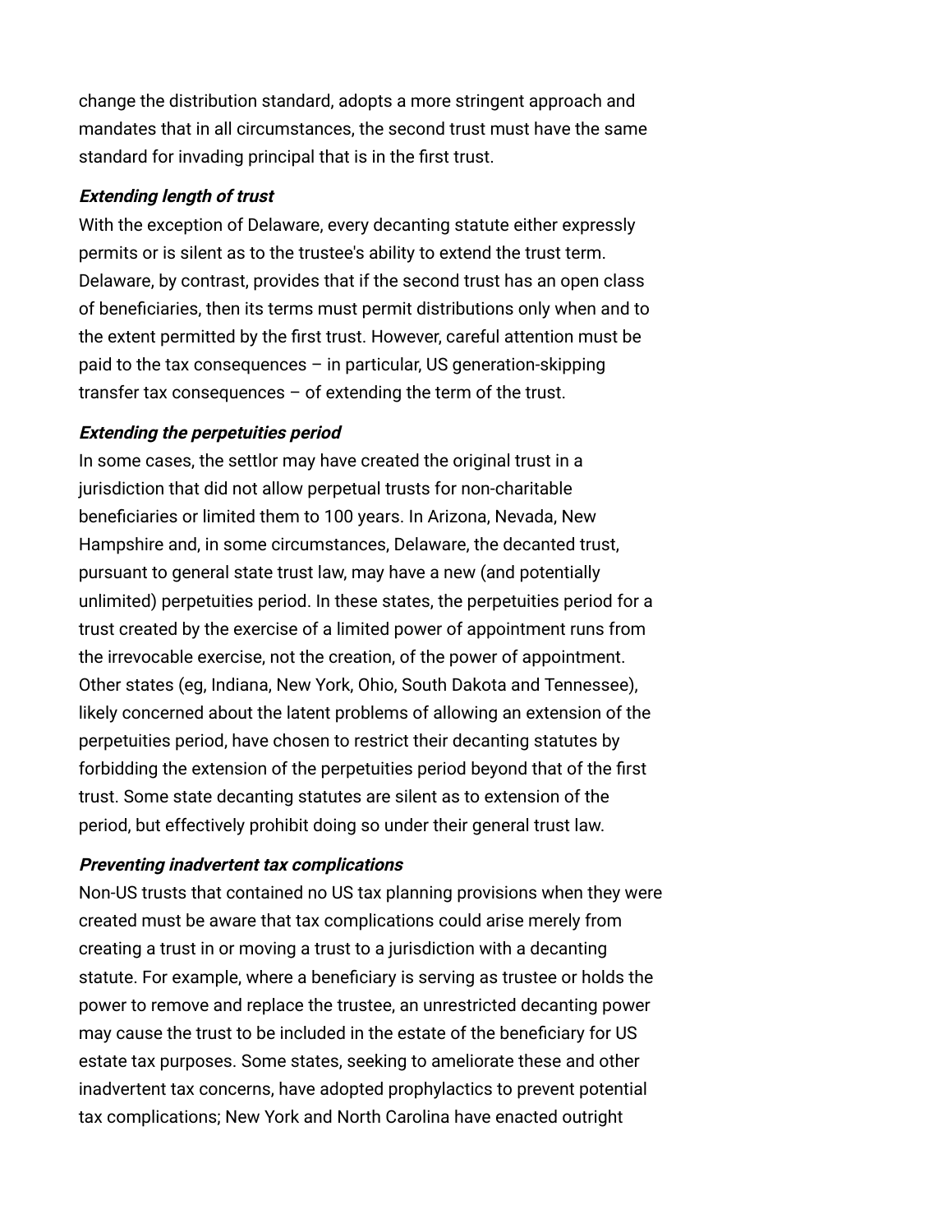change the distribution standard, adopts a more stringent approach and mandates that in all circumstances, the second trust must have the same standard for invading principal that is in the first trust.

***Extending length of trust***

With the exception of Delaware, every decanting statute either expressly permits or is silent as to the trustee's ability to extend the trust term. Delaware, by contrast, provides that if the second trust has an open class of beneficiaries, then its terms must permit distributions only when and to the extent permitted by the first trust. However, careful attention must be paid to the tax consequences – in particular, US generation-skipping transfer tax consequences – of extending the term of the trust.

***Extending the perpetuities period***

In some cases, the settlor may have created the original trust in a jurisdiction that did not allow perpetual trusts for non-charitable beneficiaries or limited them to 100 years. In Arizona, Nevada, New Hampshire and, in some circumstances, Delaware, the decanted trust, pursuant to general state trust law, may have a new (and potentially unlimited) perpetuities period. In these states, the perpetuities period for a trust created by the exercise of a limited power of appointment runs from the irrevocable exercise, not the creation, of the power of appointment. Other states (eg, Indiana, New York, Ohio, South Dakota and Tennessee), likely concerned about the latent problems of allowing an extension of the perpetuities period, have chosen to restrict their decanting statutes by forbidding the extension of the perpetuities period beyond that of the first trust. Some state decanting statutes are silent as to extension of the period, but effectively prohibit doing so under their general trust law.

***Preventing inadvertent tax complications***

Non-US trusts that contained no US tax planning provisions when they were created must be aware that tax complications could arise merely from creating a trust in or moving a trust to a jurisdiction with a decanting statute. For example, where a beneficiary is serving as trustee or holds the power to remove and replace the trustee, an unrestricted decanting power may cause the trust to be included in the estate of the beneficiary for US estate tax purposes. Some states, seeking to ameliorate these and other inadvertent tax concerns, have adopted prophylactics to prevent potential tax complications; New York and North Carolina have enacted outright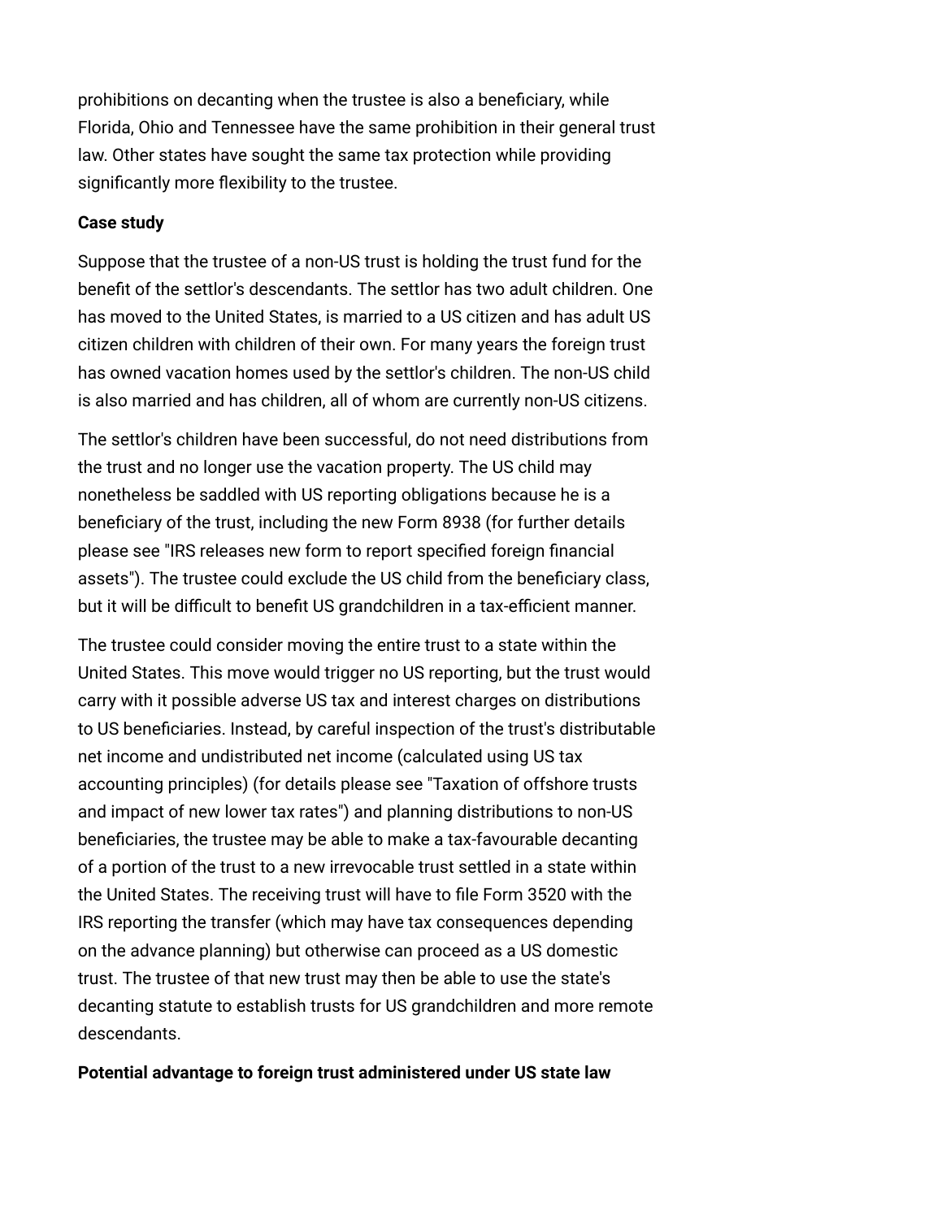prohibitions on decanting when the trustee is also a beneficiary, while Florida, Ohio and Tennessee have the same prohibition in their general trust law. Other states have sought the same tax protection while providing significantly more flexibility to the trustee.

**Case study**

Suppose that the trustee of a non-US trust is holding the trust fund for the benefit of the settlor's descendants. The settlor has two adult children. One has moved to the United States, is married to a US citizen and has adult US citizen children with children of their own. For many years the foreign trust has owned vacation homes used by the settlor's children. The non-US child is also married and has children, all of whom are currently non-US citizens.

The settlor's children have been successful, do not need distributions from the trust and no longer use the vacation property. The US child may nonetheless be saddled with US reporting obligations because he is a beneficiary of the trust, including the new Form 8938 (for further details please see "IRS releases new form to report specified foreign financial assets"). The trustee could exclude the US child from the beneficiary class, but it will be difficult to benefit US grandchildren in a tax-efficient manner.

The trustee could consider moving the entire trust to a state within the United States. This move would trigger no US reporting, but the trust would carry with it possible adverse US tax and interest charges on distributions to US beneficiaries. Instead, by careful inspection of the trust's distributable net income and undistributed net income (calculated using US tax accounting principles) (for details please see "Taxation of offshore trusts and impact of new lower tax rates") and planning distributions to non-US beneficiaries, the trustee may be able to make a tax-favourable decanting of a portion of the trust to a new irrevocable trust settled in a state within the United States. The receiving trust will have to file Form 3520 with the IRS reporting the transfer (which may have tax consequences depending on the advance planning) but otherwise can proceed as a US domestic trust. The trustee of that new trust may then be able to use the state's decanting statute to establish trusts for US grandchildren and more remote descendants.

**Potential advantage to foreign trust administered under US state law**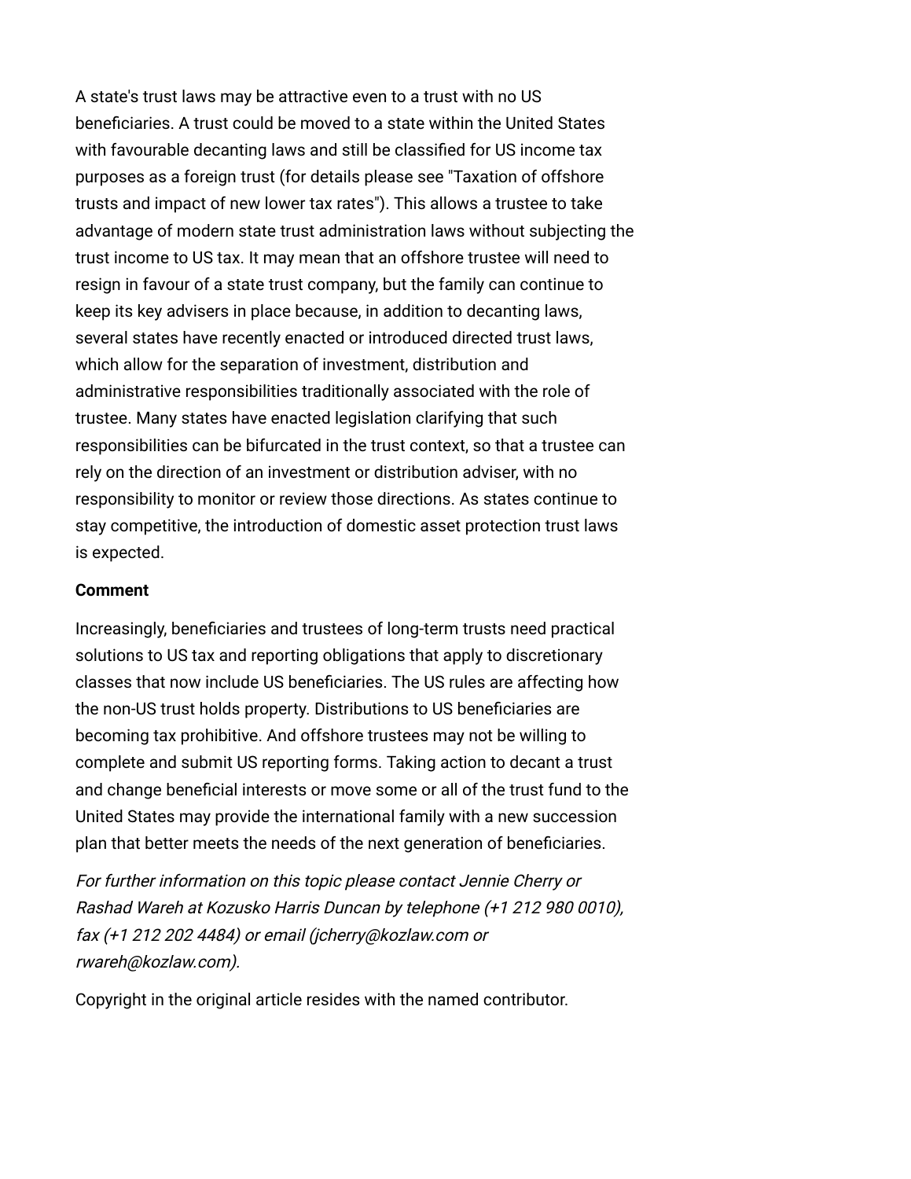A state's trust laws may be attractive even to a trust with no US beneficiaries. A trust could be moved to a state within the United States with favourable decanting laws and still be classified for US income tax purposes as a foreign trust (for details please see "Taxation of offshore trusts and impact of new lower tax rates"). This allows a trustee to take advantage of modern state trust administration laws without subjecting the trust income to US tax. It may mean that an offshore trustee will need to resign in favour of a state trust company, but the family can continue to keep its key advisers in place because, in addition to decanting laws, several states have recently enacted or introduced directed trust laws, which allow for the separation of investment, distribution and administrative responsibilities traditionally associated with the role of trustee. Many states have enacted legislation clarifying that such responsibilities can be bifurcated in the trust context, so that a trustee can rely on the direction of an investment or distribution adviser, with no responsibility to monitor or review those directions. As states continue to stay competitive, the introduction of domestic asset protection trust laws is expected.

**Comment**

Increasingly, beneficiaries and trustees of long-term trusts need practical solutions to US tax and reporting obligations that apply to discretionary classes that now include US beneficiaries. The US rules are affecting how the non-US trust holds property. Distributions to US beneficiaries are becoming tax prohibitive. And offshore trustees may not be willing to complete and submit US reporting forms. Taking action to decant a trust and change beneficial interests or move some or all of the trust fund to the United States may provide the international family with a new succession plan that better meets the needs of the next generation of beneficiaries.

*For further information on this topic please contact Jennie Cherry or Rashad Wareh at Kozusko Harris Duncan by telephone (+1 212 980 0010), fax (+1 212 202 4484) or email (jcherry@kozlaw.com or rwareh@kozlaw.com).*

Copyright in the original article resides with the named contributor.